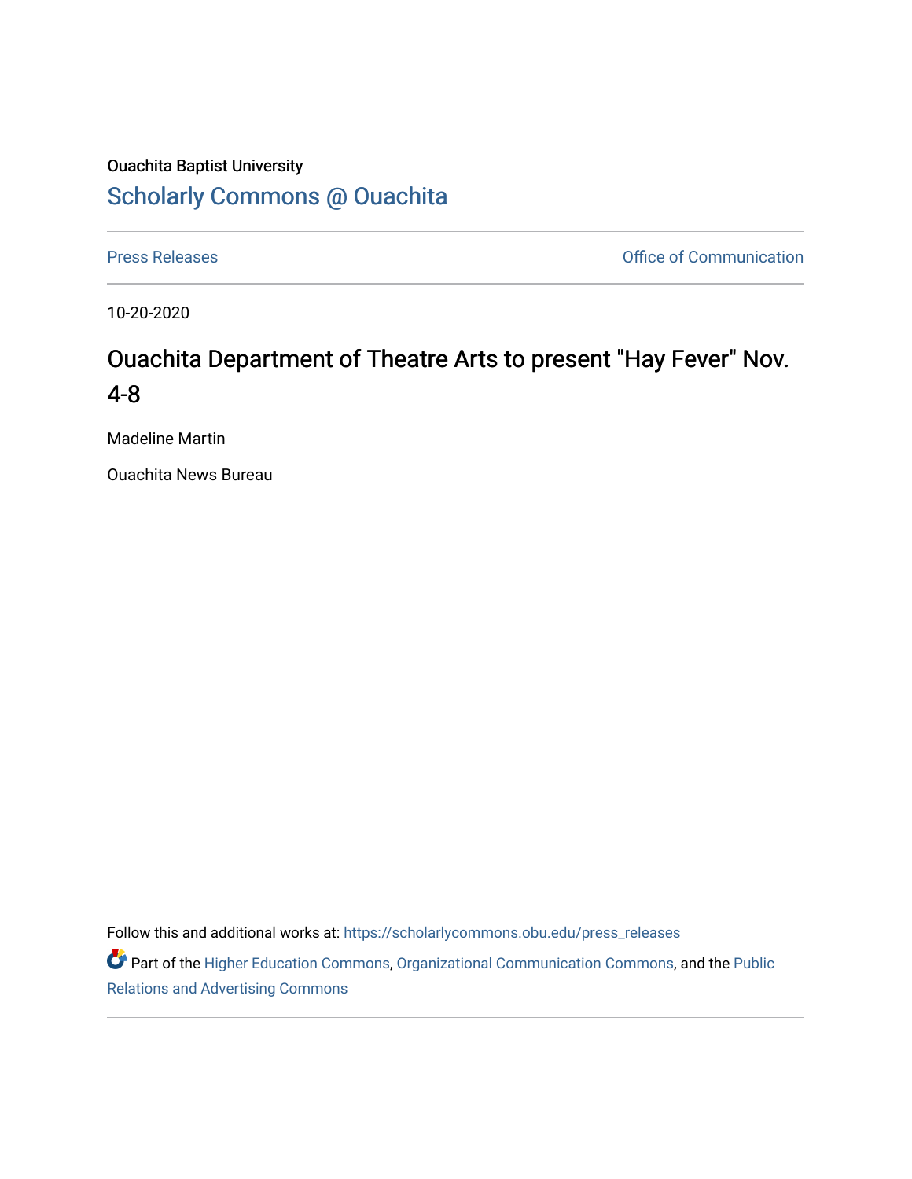Ouachita Baptist University

## Scholarly Commons @ Ouachita

Press Releases

Office of Communication

10-20-2020

# Ouachita Department of Theatre Arts to present "Hay Fever" Nov. 4-8

Madeline Martin

Ouachita News Bureau

Follow this and additional works at: https://scholarlycommons.obu.edu/press_releases

Part of the Higher Education Commons, Organizational Communication Commons, and the Public Relations and Advertising Commons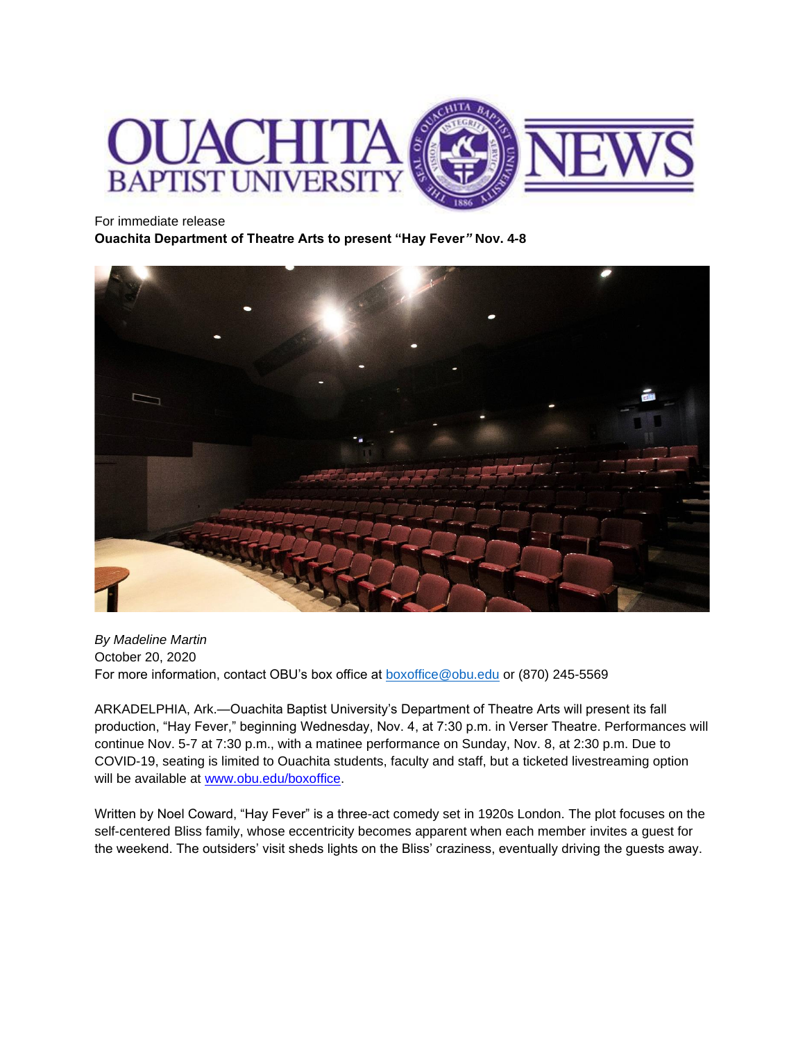For immediate release

**Ouachita Department of Theatre Arts to present "Hay Fever" Nov. 4-8**

*By Madeline Martin*
October 20, 2020
For more information, contact OBU's box office at boxoffice@obu.edu or (870) 245-5569

ARKADELPHIA, Ark.—Ouachita Baptist University's Department of Theatre Arts will present its fall production, "Hay Fever," beginning Wednesday, Nov. 4, at 7:30 p.m. in Verser Theatre. Performances will continue Nov. 5-7 at 7:30 p.m., with a matinee performance on Sunday, Nov. 8, at 2:30 p.m. Due to COVID-19, seating is limited to Ouachita students, faculty and staff, but a ticketed livestreaming option will be available at www.obu.edu/boxoffice.

Written by Noel Coward, "Hay Fever" is a three-act comedy set in 1920s London. The plot focuses on the self-centered Bliss family, whose eccentricity becomes apparent when each member invites a guest for the weekend. The outsiders' visit sheds lights on the Bliss' craziness, eventually driving the guests away.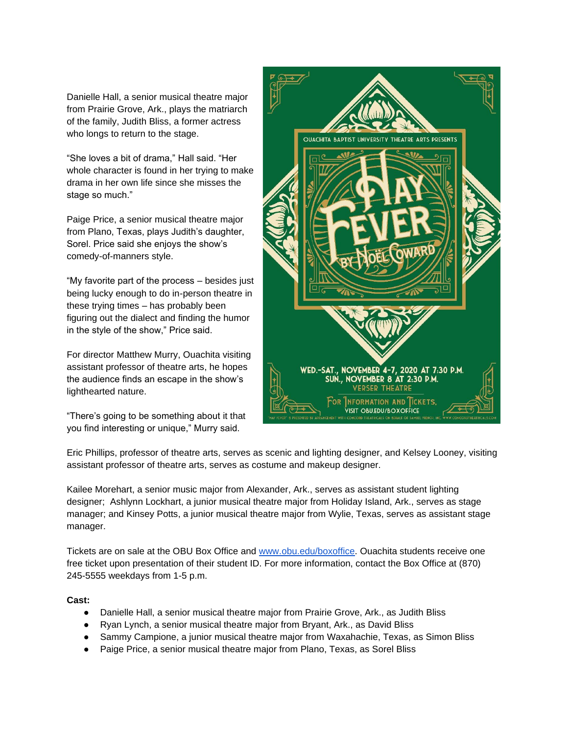Danielle Hall, a senior musical theatre major from Prairie Grove, Ark., plays the matriarch of the family, Judith Bliss, a former actress who longs to return to the stage.

"She loves a bit of drama," Hall said. "Her whole character is found in her trying to make drama in her own life since she misses the stage so much."

Paige Price, a senior musical theatre major from Plano, Texas, plays Judith's daughter, Sorel. Price said she enjoys the show's comedy-of-manners style.

"My favorite part of the process – besides just being lucky enough to do in-person theatre in these trying times – has probably been figuring out the dialect and finding the humor in the style of the show," Price said.

For director Matthew Murry, Ouachita visiting assistant professor of theatre arts, he hopes the audience finds an escape in the show's lighthearted nature.

"There's going to be something about it that you find interesting or unique," Murry said.

Eric Phillips, professor of theatre arts, serves as scenic and lighting designer, and Kelsey Looney, visiting assistant professor of theatre arts, serves as costume and makeup designer.

Kailee Morehart, a senior music major from Alexander, Ark., serves as assistant student lighting designer; Ashlynn Lockhart, a junior musical theatre major from Holiday Island, Ark., serves as stage manager; and Kinsey Potts, a junior musical theatre major from Wylie, Texas, serves as assistant stage manager.

Tickets are on sale at the OBU Box Office and [www.obu.edu/boxoffice](www.obu.edu/boxoffice). Ouachita students receive one free ticket upon presentation of their student ID. For more information, contact the Box Office at (870) 245-5555 weekdays from 1-5 p.m.

**Cast:**

- Danielle Hall, a senior musical theatre major from Prairie Grove, Ark., as Judith Bliss
- Ryan Lynch, a senior musical theatre major from Bryant, Ark., as David Bliss
- Sammy Campione, a junior musical theatre major from Waxahachie, Texas, as Simon Bliss
- Paige Price, a senior musical theatre major from Plano, Texas, as Sorel Bliss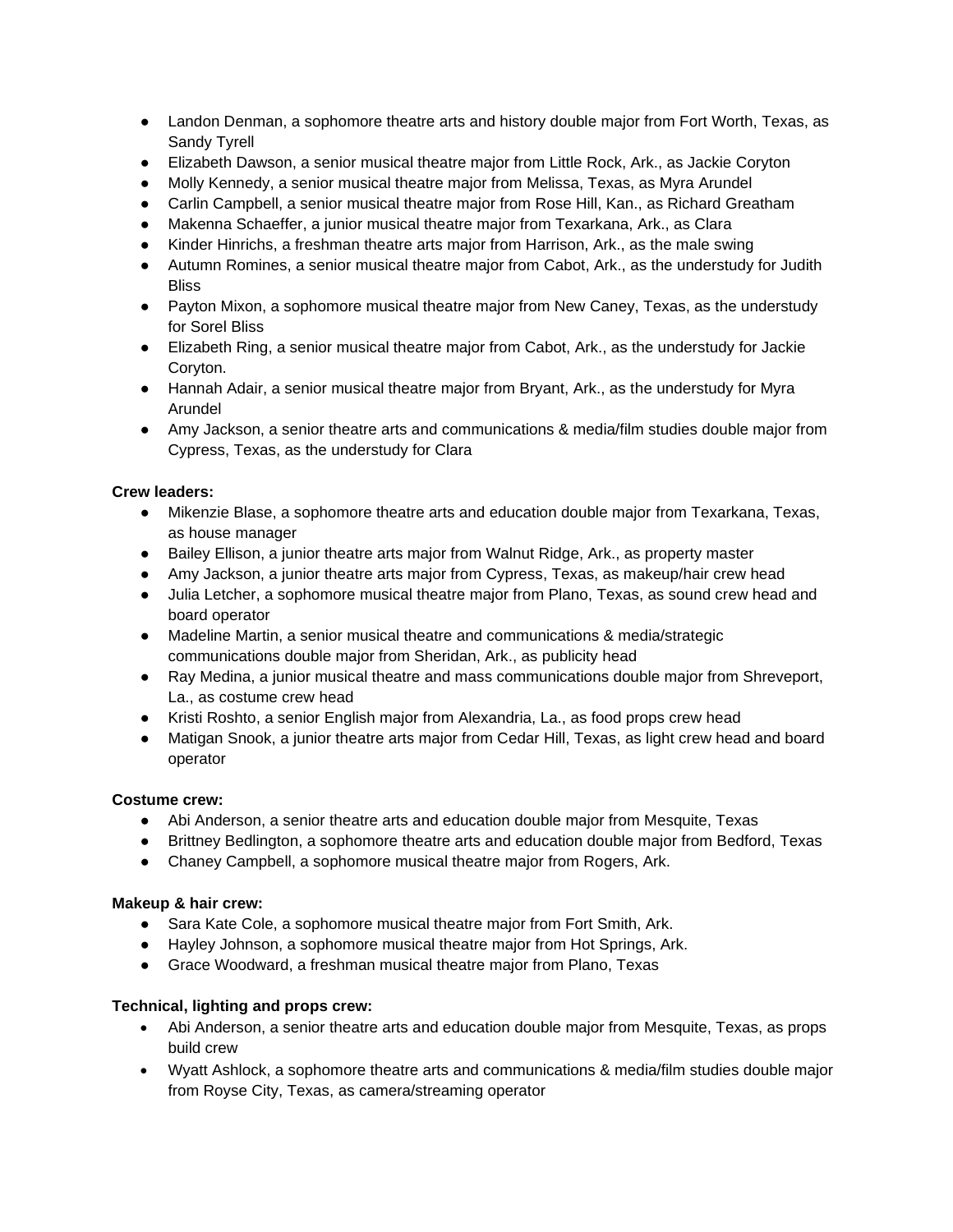- Landon Denman, a sophomore theatre arts and history double major from Fort Worth, Texas, as Sandy Tyrell
- Elizabeth Dawson, a senior musical theatre major from Little Rock, Ark., as Jackie Coryton
- Molly Kennedy, a senior musical theatre major from Melissa, Texas, as Myra Arundel
- Carlin Campbell, a senior musical theatre major from Rose Hill, Kan., as Richard Greatham
- Makenna Schaeffer, a junior musical theatre major from Texarkana, Ark., as Clara
- Kinder Hinrichs, a freshman theatre arts major from Harrison, Ark., as the male swing
- Autumn Romines, a senior musical theatre major from Cabot, Ark., as the understudy for Judith Bliss
- Payton Mixon, a sophomore musical theatre major from New Caney, Texas, as the understudy for Sorel Bliss
- Elizabeth Ring, a senior musical theatre major from Cabot, Ark., as the understudy for Jackie Coryton.
- Hannah Adair, a senior musical theatre major from Bryant, Ark., as the understudy for Myra Arundel
- Amy Jackson, a senior theatre arts and communications & media/film studies double major from Cypress, Texas, as the understudy for Clara

**Crew leaders:**

- Mikenzie Blase, a sophomore theatre arts and education double major from Texarkana, Texas, as house manager
- Bailey Ellison, a junior theatre arts major from Walnut Ridge, Ark., as property master
- Amy Jackson, a junior theatre arts major from Cypress, Texas, as makeup/hair crew head
- Julia Letcher, a sophomore musical theatre major from Plano, Texas, as sound crew head and board operator
- Madeline Martin, a senior musical theatre and communications & media/strategic communications double major from Sheridan, Ark., as publicity head
- Ray Medina, a junior musical theatre and mass communications double major from Shreveport, La., as costume crew head
- Kristi Roshto, a senior English major from Alexandria, La., as food props crew head
- Matigan Snook, a junior theatre arts major from Cedar Hill, Texas, as light crew head and board operator

**Costume crew:**

- Abi Anderson, a senior theatre arts and education double major from Mesquite, Texas
- Brittney Bedlington, a sophomore theatre arts and education double major from Bedford, Texas
- Chaney Campbell, a sophomore musical theatre major from Rogers, Ark.

**Makeup & hair crew:**

- Sara Kate Cole, a sophomore musical theatre major from Fort Smith, Ark.
- Hayley Johnson, a sophomore musical theatre major from Hot Springs, Ark.
- Grace Woodward, a freshman musical theatre major from Plano, Texas

**Technical, lighting and props crew:**

- Abi Anderson, a senior theatre arts and education double major from Mesquite, Texas, as props build crew
- Wyatt Ashlock, a sophomore theatre arts and communications & media/film studies double major from Royse City, Texas, as camera/streaming operator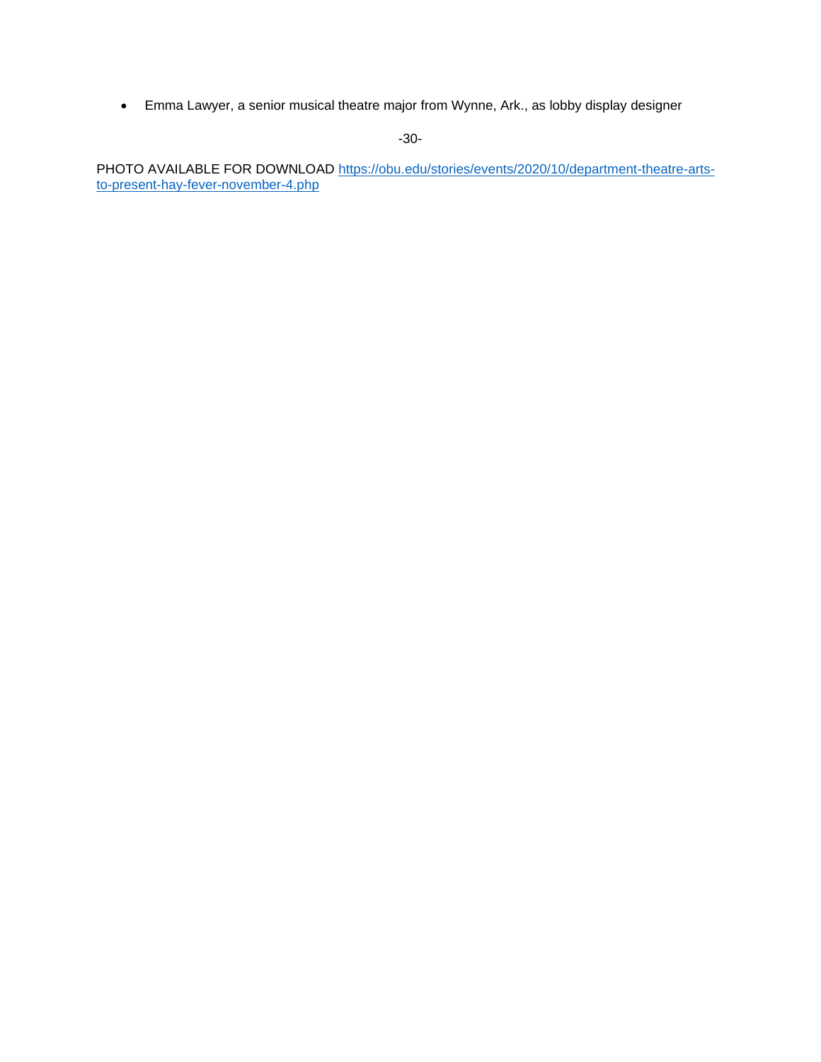- Emma Lawyer, a senior musical theatre major from Wynne, Ark., as lobby display designer

-30-

PHOTO AVAILABLE FOR DOWNLOAD [https://obu.edu/stories/events/2020/10/department-theatre-arts-to-present-hay-fever-november-4.php](https://obu.edu/stories/events/2020/10/department-theatre-arts-to-present-hay-fever-november-4.php)